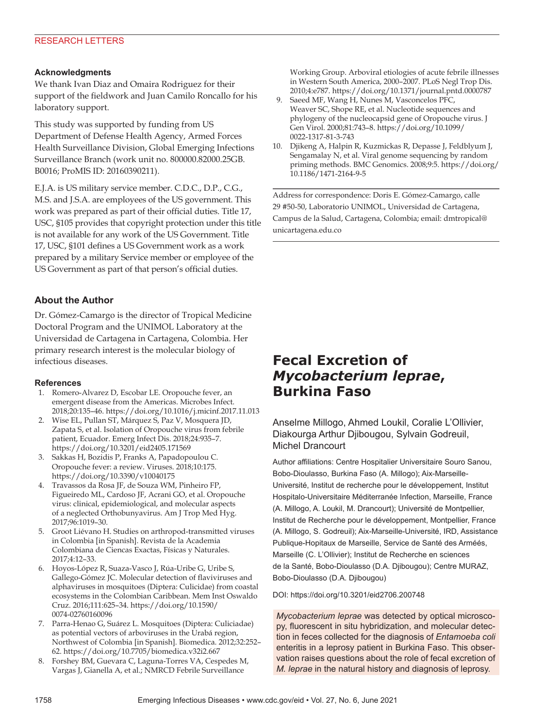## Acknowledgments

We thank Ivan Diaz and Omaira Rodriguez for their support of the fieldwork and Juan Camilo Roncallo for his laboratory support.

This study was supported by funding from US Department of Defense Health Agency, Armed Forces Health Surveillance Division, Global Emerging Infections Surveillance Branch (work unit no. 800000.82000.25GB. B0016; ProMIS ID: 20160390211).

E.J.A. is US military service member. C.D.C., D.P., C.G., M.S. and J.S.A. are employees of the US government. This work was prepared as part of their official duties. Title 17, USC, §105 provides that copyright protection under this title is not available for any work of the US Government. Title 17, USC, §101 defines a US Government work as a work prepared by a military Service member or employee of the US Government as part of that person's official duties.

## About the Author

Dr. Gómez-Camargo is the director of Tropical Medicine Doctoral Program and the UNIMOL Laboratory at the Universidad de Cartagena in Cartagena, Colombia. Her primary research interest is the molecular biology of infectious diseases.

## References

1. Romero-Alvarez D, Escobar LE. Oropouche fever, an emergent disease from the Americas. Microbes Infect. 2018;20:135–46. https://doi.org/10.1016/j.micinf.2017.11.013
2. Wise EL, Pullan ST, Márquez S, Paz V, Mosquera JD, Zapata S, et al. Isolation of Oropouche virus from febrile patient, Ecuador. Emerg Infect Dis. 2018;24:935–7. https://doi.org/10.3201/eid2405.171569
3. Sakkas H, Bozidis P, Franks A, Papadopoulou C. Oropouche fever: a review. Viruses. 2018;10:175. https://doi.org/10.3390/v10040175
4. Travassos da Rosa JF, de Souza WM, Pinheiro FP, Figueiredo ML, Cardoso JF, Acrani GO, et al. Oropouche virus: clinical, epidemiological, and molecular aspects of a neglected Orthobunyavirus. Am J Trop Med Hyg. 2017;96:1019–30.
5. Groot Liévano H. Studies on arthropod-transmitted viruses in Colombia [in Spanish]. Revista de la Academia Colombiana de Ciencas Exactas, Físicas y Naturales. 2017;4:12–33.
6. Hoyos-López R, Suaza-Vasco J, Rúa-Uribe G, Uribe S, Gallego-Gómez JC. Molecular detection of flaviviruses and alphaviruses in mosquitoes (Diptera: Culicidae) from coastal ecosystems in the Colombian Caribbean. Mem Inst Oswaldo Cruz. 2016;111:625–34. https://doi.org/10.1590/0074-02760160096
7. Parra-Henao G, Suárez L. Mosquitoes (Diptera: Culiciadae) as potential vectors of arboviruses in the Urabá region, Northwest of Colombia [in Spanish]. Biomedica. 2012;32:252–62. https://doi.org/10.7705/biomedica.v32i2.667
8. Forshey BM, Guevara C, Laguna-Torres VA, Cespedes M, Vargas J, Gianella A, et al.; NMRCD Febrile Surveillance Working Group. Arboviral etiologies of acute febrile illnesses in Western South America, 2000–2007. PLoS Negl Trop Dis. 2010;4:e787. https://doi.org/10.1371/journal.pntd.0000787
9. Saeed MF, Wang H, Nunes M, Vasconcelos PFC, Weaver SC, Shope RE, et al. Nucleotide sequences and phylogeny of the nucleocapsid gene of Oropouche virus. J Gen Virol. 2000;81:743–8. https://doi.org/10.1099/0022-1317-81-3-743
10. Djikeng A, Halpin R, Kuzmickas R, Depasse J, Feldblyum J, Sengamalay N, et al. Viral genome sequencing by random priming methods. BMC Genomics. 2008;9:5. https://doi.org/10.1186/1471-2164-9-5

Address for correspondence: Doris E. Gómez-Camargo, calle 29 #50-50, Laboratorio UNIMOL, Universidad de Cartagena, Campus de la Salud, Cartagena, Colombia; email: dmtropical@unicartagena.edu.co

# Fecal Excretion of *Mycobacterium leprae*, Burkina Faso

Anselme Millogo, Ahmed Loukil, Coralie L'Ollivier, Diakourga Arthur Djibougou, Sylvain Godreuil, Michel Drancourt

Author affiliations: Centre Hospitalier Universitaire Souro Sanou, Bobo-Dioulasso, Burkina Faso (A. Millogo); Aix-Marseille-Université, Institut de recherche pour le développement, Institut Hospitalo-Universitaire Méditerranée Infection, Marseille, France (A. Millogo, A. Loukil, M. Drancourt); Université de Montpellier, Institut de Recherche pour le développement, Montpellier, France (A. Millogo, S. Godreuil); Aix-Marseille-Université, IRD, Assistance Publique-Hopitaux de Marseille, Service de Santé des Arméés, Marseille (C. L'Ollivier); Institut de Recherche en sciences de la Santé, Bobo-Dioulasso (D.A. Djibougou); Centre MURAZ, Bobo-Dioulasso (D.A. Djibougou)

DOI: https://doi.org/10.3201/eid2706.200748

*Mycobacterium leprae* was detected by optical microscopy, fluorescent in situ hybridization, and molecular detection in feces collected for the diagnosis of *Entamoeba coli* enteritis in a leprosy patient in Burkina Faso. This observation raises questions about the role of fecal excretion of *M. leprae* in the natural history and diagnosis of leprosy.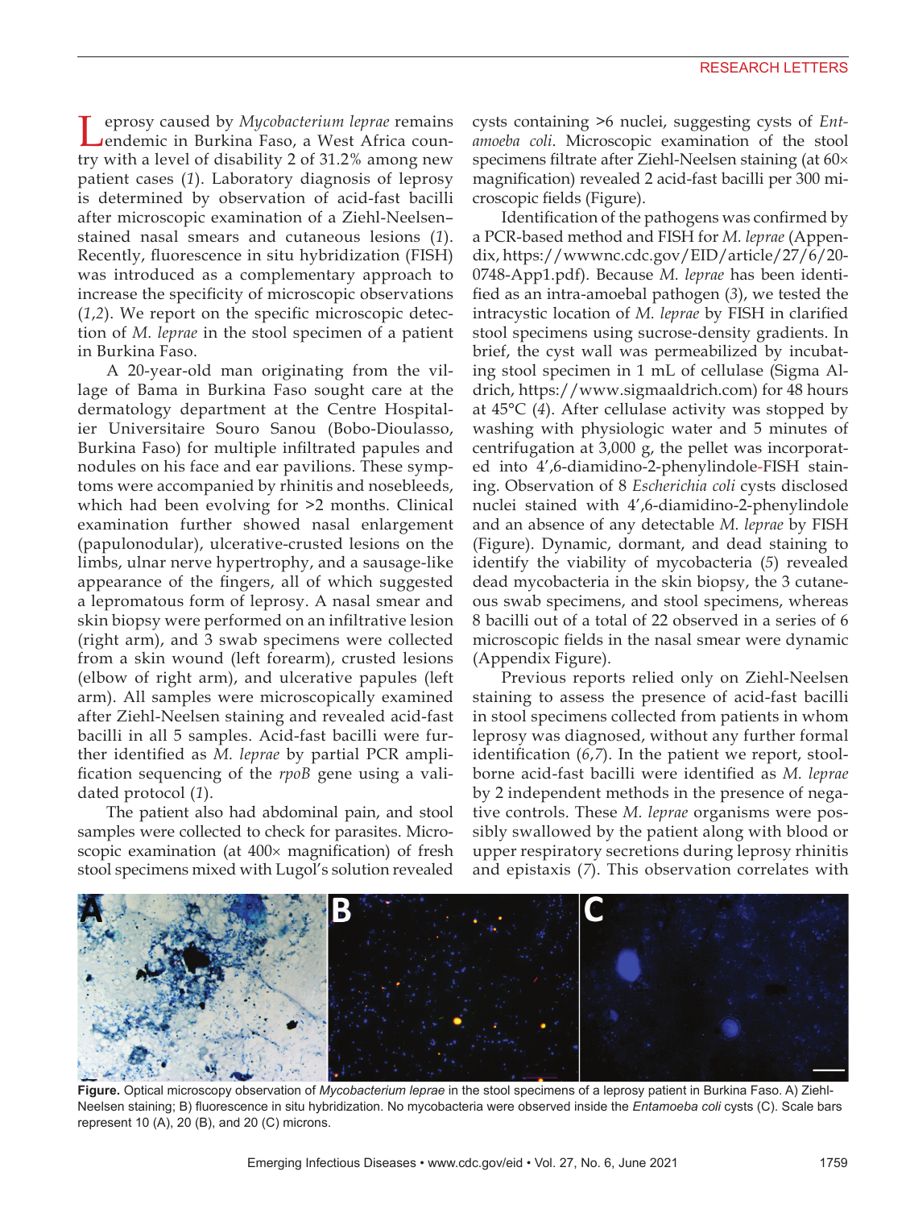Leprosy caused by *Mycobacterium leprae* remains endemic in Burkina Faso, a West Africa country with a level of disability 2 of 31.2% among new patient cases (*1*). Laboratory diagnosis of leprosy is determined by observation of acid-fast bacilli after microscopic examination of a Ziehl-Neelsen–stained nasal smears and cutaneous lesions (*1*). Recently, fluorescence in situ hybridization (FISH) was introduced as a complementary approach to increase the specificity of microscopic observations (*1*,*2*). We report on the specific microscopic detection of *M. leprae* in the stool specimen of a patient in Burkina Faso.

A 20-year-old man originating from the village of Bama in Burkina Faso sought care at the dermatology department at the Centre Hospitalier Universitaire Souro Sanou (Bobo-Dioulasso, Burkina Faso) for multiple infiltrated papules and nodules on his face and ear pavilions. These symptoms were accompanied by rhinitis and nosebleeds, which had been evolving for >2 months. Clinical examination further showed nasal enlargement (papulonodular), ulcerative-crusted lesions on the limbs, ulnar nerve hypertrophy, and a sausage-like appearance of the fingers, all of which suggested a lepromatous form of leprosy. A nasal smear and skin biopsy were performed on an infiltrative lesion (right arm), and 3 swab specimens were collected from a skin wound (left forearm), crusted lesions (elbow of right arm), and ulcerative papules (left arm). All samples were microscopically examined after Ziehl-Neelsen staining and revealed acid-fast bacilli in all 5 samples. Acid-fast bacilli were further identified as *M. leprae* by partial PCR amplification sequencing of the *rpoB* gene using a validated protocol (*1*).

The patient also had abdominal pain, and stool samples were collected to check for parasites. Microscopic examination (at 400× magnification) of fresh stool specimens mixed with Lugol's solution revealed cysts containing >6 nuclei, suggesting cysts of *Entamoeba coli*. Microscopic examination of the stool specimens filtrate after Ziehl-Neelsen staining (at 60× magnification) revealed 2 acid-fast bacilli per 300 microscopic fields (Figure).

Identification of the pathogens was confirmed by a PCR-based method and FISH for *M. leprae* (Appendix, https://wwwnc.cdc.gov/EID/article/27/6/20-0748-App1.pdf). Because *M. leprae* has been identified as an intra-amoebal pathogen (*3*), we tested the intracystic location of *M. leprae* by FISH in clarified stool specimens using sucrose-density gradients. In brief, the cyst wall was permeabilized by incubating stool specimen in 1 mL of cellulase (Sigma Aldrich, https://www.sigmaaldrich.com) for 48 hours at 45°C (*4*). After cellulase activity was stopped by washing with physiologic water and 5 minutes of centrifugation at 3,000 g, the pellet was incorporated into 4′,6-diamidino-2-phenylindole-FISH staining. Observation of 8 *Escherichia coli* cysts disclosed nuclei stained with 4′,6-diamidino-2-phenylindole and an absence of any detectable *M. leprae* by FISH (Figure). Dynamic, dormant, and dead staining to identify the viability of mycobacteria (*5*) revealed dead mycobacteria in the skin biopsy, the 3 cutaneous swab specimens, and stool specimens, whereas 8 bacilli out of a total of 22 observed in a series of 6 microscopic fields in the nasal smear were dynamic (Appendix Figure).

Previous reports relied only on Ziehl-Neelsen staining to assess the presence of acid-fast bacilli in stool specimens collected from patients in whom leprosy was diagnosed, without any further formal identification (*6*,*7*). In the patient we report, stool-borne acid-fast bacilli were identified as *M. leprae* by 2 independent methods in the presence of negative controls. These *M. leprae* organisms were possibly swallowed by the patient along with blood or upper respiratory secretions during leprosy rhinitis and epistaxis (*7*). This observation correlates with

**Figure.** Optical microscopy observation of *Mycobacterium leprae* in the stool specimens of a leprosy patient in Burkina Faso. A) Ziehl-Neelsen staining; B) fluorescence in situ hybridization. No mycobacteria were observed inside the *Entamoeba coli* cysts (C). Scale bars represent 10 (A), 20 (B), and 20 (C) microns.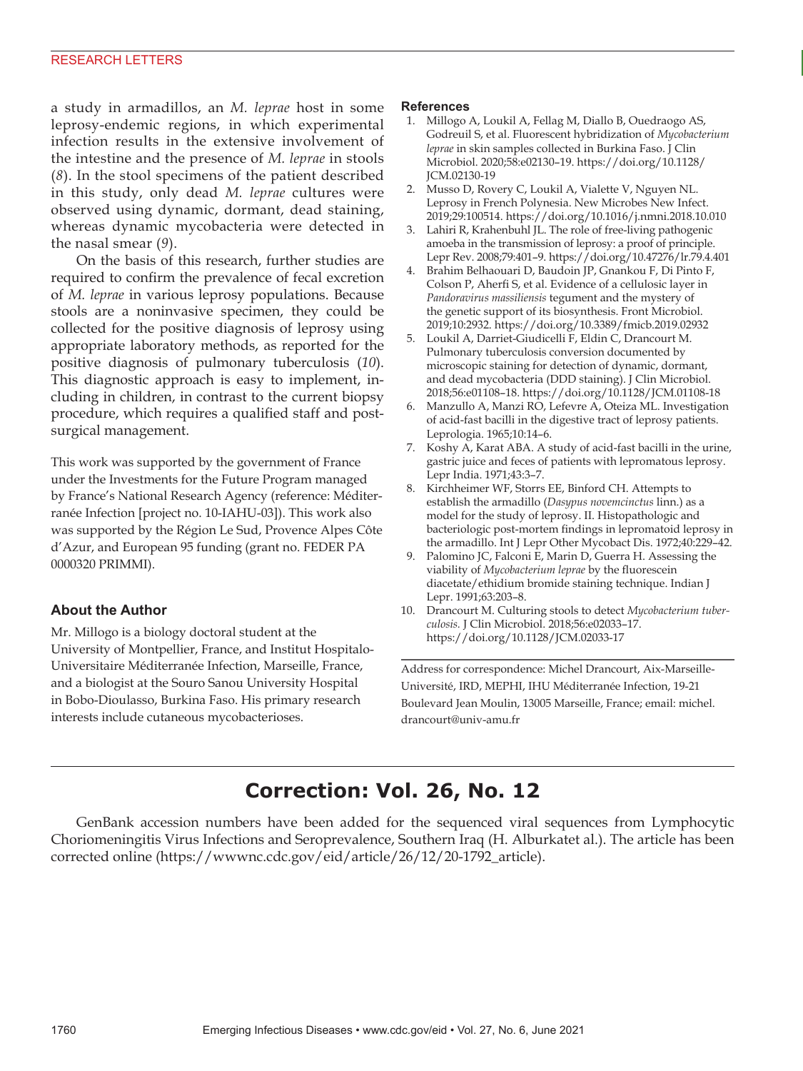a study in armadillos, an *M. leprae* host in some leprosy-endemic regions, in which experimental infection results in the extensive involvement of the intestine and the presence of *M. leprae* in stools (*8*). In the stool specimens of the patient described in this study, only dead *M. leprae* cultures were observed using dynamic, dormant, dead staining, whereas dynamic mycobacteria were detected in the nasal smear (*9*).

On the basis of this research, further studies are required to confirm the prevalence of fecal excretion of *M. leprae* in various leprosy populations. Because stools are a noninvasive specimen, they could be collected for the positive diagnosis of leprosy using appropriate laboratory methods, as reported for the positive diagnosis of pulmonary tuberculosis (*10*). This diagnostic approach is easy to implement, including in children, in contrast to the current biopsy procedure, which requires a qualified staff and post-surgical management.

This work was supported by the government of France under the Investments for the Future Program managed by France's National Research Agency (reference: Méditerranée Infection [project no. 10-IAHU-03]). This work also was supported by the Région Le Sud, Provence Alpes Côte d'Azur, and European 95 funding (grant no. FEDER PA 0000320 PRIMMI).

## About the Author

Mr. Millogo is a biology doctoral student at the University of Montpellier, France, and Institut Hospitalo-Universitaire Méditerranée Infection, Marseille, France, and a biologist at the Souro Sanou University Hospital in Bobo-Dioulasso, Burkina Faso. His primary research interests include cutaneous mycobacterioses.

## References

1. Millogo A, Loukil A, Fellag M, Diallo B, Ouedraogo AS, Godreuil S, et al. Fluorescent hybridization of *Mycobacterium leprae* in skin samples collected in Burkina Faso. J Clin Microbiol. 2020;58:e02130–19. https://doi.org/10.1128/JCM.02130-19
2. Musso D, Rovery C, Loukil A, Vialette V, Nguyen NL. Leprosy in French Polynesia. New Microbes New Infect. 2019;29:100514. https://doi.org/10.1016/j.nmni.2018.10.010
3. Lahiri R, Krahenbuhl JL. The role of free-living pathogenic amoeba in the transmission of leprosy: a proof of principle. Lepr Rev. 2008;79:401–9. https://doi.org/10.47276/lr.79.4.401
4. Brahim Belhaouari D, Baudoin JP, Gnankou F, Di Pinto F, Colson P, Aherfi S, et al. Evidence of a cellulosic layer in *Pandoravirus massiliensis* tegument and the mystery of the genetic support of its biosynthesis. Front Microbiol. 2019;10:2932. https://doi.org/10.3389/fmicb.2019.02932
5. Loukil A, Darriet-Giudicelli F, Eldin C, Drancourt M. Pulmonary tuberculosis conversion documented by microscopic staining for detection of dynamic, dormant, and dead mycobacteria (DDD staining). J Clin Microbiol. 2018;56:e01108–18. https://doi.org/10.1128/JCM.01108-18
6. Manzullo A, Manzi RO, Lefevre A, Oteiza ML. Investigation of acid-fast bacilli in the digestive tract of leprosy patients. Leprologia. 1965;10:14–6.
7. Koshy A, Karat ABA. A study of acid-fast bacilli in the urine, gastric juice and feces of patients with lepromatous leprosy. Lepr India. 1971;43:3–7.
8. Kirchheimer WF, Storrs EE, Binford CH. Attempts to establish the armadillo (*Dasypus novemcinctus* linn.) as a model for the study of leprosy. II. Histopathologic and bacteriologic post-mortem findings in lepromatoid leprosy in the armadillo. Int J Lepr Other Mycobact Dis. 1972;40:229–42.
9. Palomino JC, Falconi E, Marin D, Guerra H. Assessing the viability of *Mycobacterium leprae* by the fluorescein diacetate/ethidium bromide staining technique. Indian J Lepr. 1991;63:203–8.
10. Drancourt M. Culturing stools to detect *Mycobacterium tuberculosis*. J Clin Microbiol. 2018;56:e02033–17. https://doi.org/10.1128/JCM.02033-17

Address for correspondence: Michel Drancourt, Aix-Marseille-Université, IRD, MEPHI, IHU Méditerranée Infection, 19-21 Boulevard Jean Moulin, 13005 Marseille, France; email: michel.drancourt@univ-amu.fr

# Correction: Vol. 26, No. 12

GenBank accession numbers have been added for the sequenced viral sequences from Lymphocytic Choriomeningitis Virus Infections and Seroprevalence, Southern Iraq (H. Alburkatet al.). The article has been corrected online (https://wwwnc.cdc.gov/eid/article/26/12/20-1792_article).